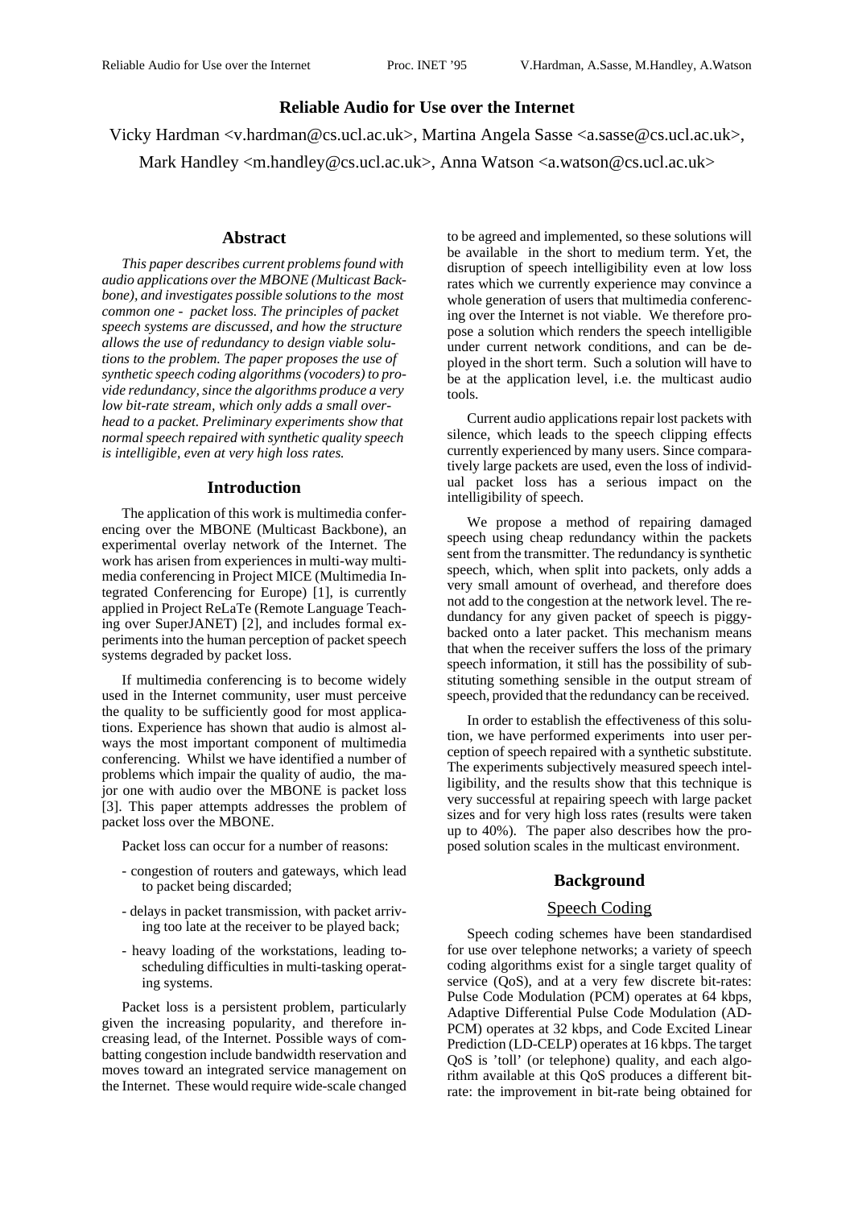# Reliable Audio for Use over the Internet

Vicky Hardman <v.hardman@cs.ucl.ac.uk>, Martina Angela Sasse <a.sasse@cs.ucl.ac.uk>, Mark Handley <m.handley@cs.ucl.ac.uk>, Anna Watson <a.watson@cs.ucl.ac.uk>

## Abstract

*This paper describes current problems found with audio applications over the MBONE (Multicast Backbone), and investigates possible solutions to the most common one - packet loss. The principles of packet speech systems are discussed, and how the structure allows the use of redundancy to design viable solutions to the problem. The paper proposes the use of synthetic speech coding algorithms (vocoders) to provide redundancy, since the algorithms produce a very low bit-rate stream, which only adds a small overhead to a packet. Preliminary experiments show that normal speech repaired with synthetic quality speech is intelligible, even at very high loss rates.*

## Introduction

The application of this work is multimedia conferencing over the MBONE (Multicast Backbone), an experimental overlay network of the Internet. The work has arisen from experiences in multi-way multimedia conferencing in Project MICE (Multimedia Integrated Conferencing for Europe) [1], is currently applied in Project ReLaTe (Remote Language Teaching over SuperJANET) [2], and includes formal experiments into the human perception of packet speech systems degraded by packet loss.

If multimedia conferencing is to become widely used in the Internet community, user must perceive the quality to be sufficiently good for most applications. Experience has shown that audio is almost always the most important component of multimedia conferencing. Whilst we have identified a number of problems which impair the quality of audio, the major one with audio over the MBONE is packet loss [3]. This paper attempts addresses the problem of packet loss over the MBONE.

Packet loss can occur for a number of reasons:

- congestion of routers and gateways, which lead to packet being discarded;
- delays in packet transmission, with packet arriving too late at the receiver to be played back;
- heavy loading of the workstations, leading to scheduling difficulties in multi-tasking operating systems.

Packet loss is a persistent problem, particularly given the increasing popularity, and therefore increasing lead, of the Internet. Possible ways of combatting congestion include bandwidth reservation and moves toward an integrated service management on the Internet. These would require wide-scale changed to be agreed and implemented, so these solutions will be available in the short to medium term. Yet, the disruption of speech intelligibility even at low loss rates which we currently experience may convince a whole generation of users that multimedia conferencing over the Internet is not viable. We therefore propose a solution which renders the speech intelligible under current network conditions, and can be deployed in the short term. Such a solution will have to be at the application level, i.e. the multicast audio tools.

Current audio applications repair lost packets with silence, which leads to the speech clipping effects currently experienced by many users. Since comparatively large packets are used, even the loss of individual packet loss has a serious impact on the intelligibility of speech.

We propose a method of repairing damaged speech using cheap redundancy within the packets sent from the transmitter. The redundancy is synthetic speech, which, when split into packets, only adds a very small amount of overhead, and therefore does not add to the congestion at the network level. The redundancy for any given packet of speech is piggy-backed onto a later packet. This mechanism means that when the receiver suffers the loss of the primary speech information, it still has the possibility of substituting something sensible in the output stream of speech, provided that the redundancy can be received.

In order to establish the effectiveness of this solution, we have performed experiments into user perception of speech repaired with a synthetic substitute. The experiments subjectively measured speech intelligibility, and the results show that this technique is very successful at repairing speech with large packet sizes and for very high loss rates (results were taken up to 40%). The paper also describes how the proposed solution scales in the multicast environment.

## Background

### Speech Coding

Speech coding schemes have been standardised for use over telephone networks; a variety of speech coding algorithms exist for a single target quality of service (QoS), and at a very few discrete bit-rates: Pulse Code Modulation (PCM) operates at 64 kbps, Adaptive Differential Pulse Code Modulation (ADPCM) operates at 32 kbps, and Code Excited Linear Prediction (LD-CELP) operates at 16 kbps. The target QoS is 'toll' (or telephone) quality, and each algorithm available at this QoS produces a different bit-rate: the improvement in bit-rate being obtained for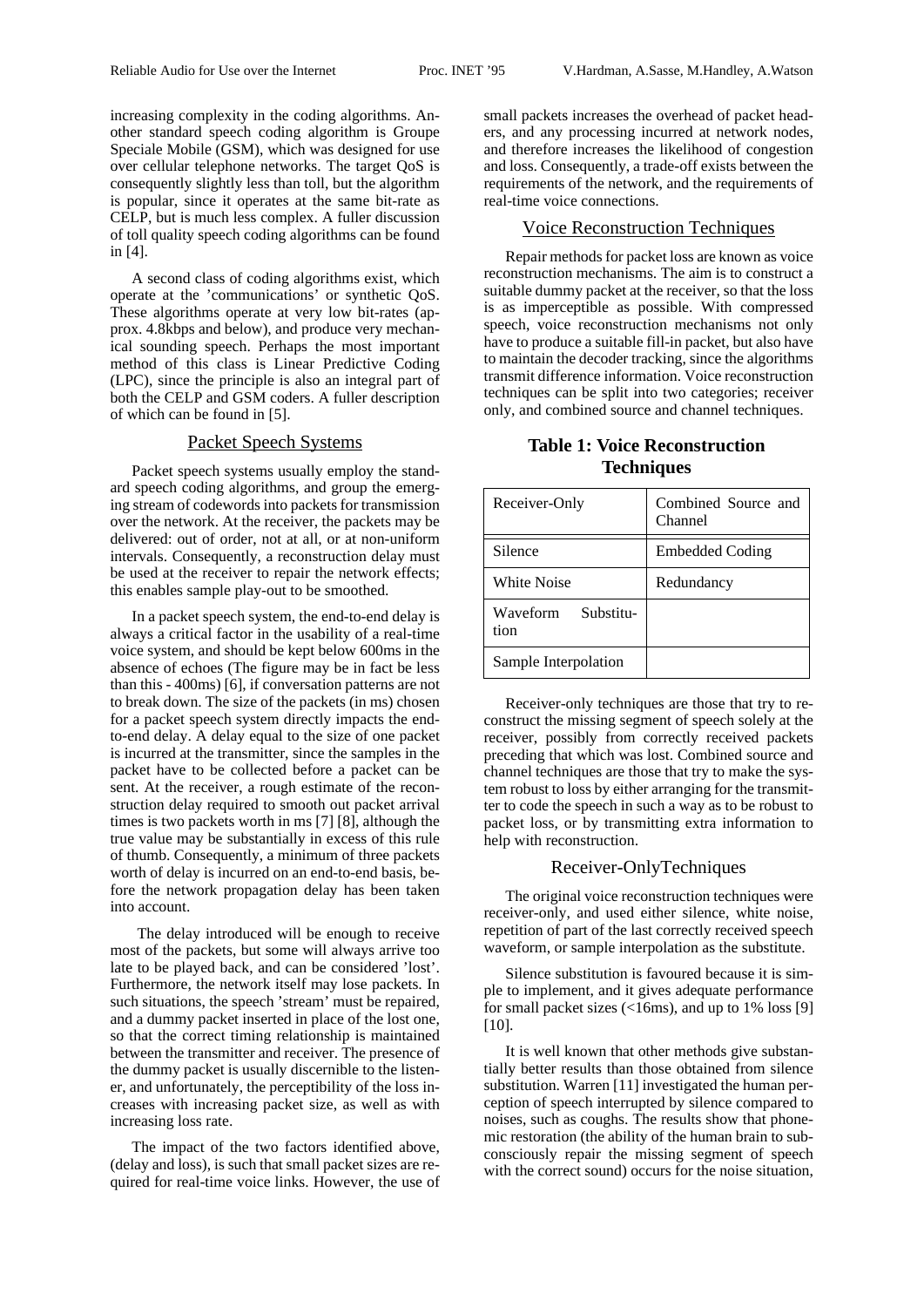increasing complexity in the coding algorithms. Another standard speech coding algorithm is Groupe Speciale Mobile (GSM), which was designed for use over cellular telephone networks. The target QoS is consequently slightly less than toll, but the algorithm is popular, since it operates at the same bit-rate as CELP, but is much less complex. A fuller discussion of toll quality speech coding algorithms can be found in [4].

A second class of coding algorithms exist, which operate at the 'communications' or synthetic QoS. These algorithms operate at very low bit-rates (approx. 4.8kbps and below), and produce very mechanical sounding speech. Perhaps the most important method of this class is Linear Predictive Coding (LPC), since the principle is also an integral part of both the CELP and GSM coders. A fuller description of which can be found in [5].

## Packet Speech Systems

Packet speech systems usually employ the standard speech coding algorithms, and group the emerging stream of codewords into packets for transmission over the network. At the receiver, the packets may be delivered: out of order, not at all, or at non-uniform intervals. Consequently, a reconstruction delay must be used at the receiver to repair the network effects; this enables sample play-out to be smoothed.

In a packet speech system, the end-to-end delay is always a critical factor in the usability of a real-time voice system, and should be kept below 600ms in the absence of echoes (The figure may be in fact be less than this - 400ms) [6], if conversation patterns are not to break down. The size of the packets (in ms) chosen for a packet speech system directly impacts the end-to-end delay. A delay equal to the size of one packet is incurred at the transmitter, since the samples in the packet have to be collected before a packet can be sent. At the receiver, a rough estimate of the reconstruction delay required to smooth out packet arrival times is two packets worth in ms [7] [8], although the true value may be substantially in excess of this rule of thumb. Consequently, a minimum of three packets worth of delay is incurred on an end-to-end basis, before the network propagation delay has been taken into account.

The delay introduced will be enough to receive most of the packets, but some will always arrive too late to be played back, and can be considered 'lost'. Furthermore, the network itself may lose packets. In such situations, the speech 'stream' must be repaired, and a dummy packet inserted in place of the lost one, so that the correct timing relationship is maintained between the transmitter and receiver. The presence of the dummy packet is usually discernible to the listener, and unfortunately, the perceptibility of the loss increases with increasing packet size, as well as with increasing loss rate.

The impact of the two factors identified above, (delay and loss), is such that small packet sizes are required for real-time voice links. However, the use of small packets increases the overhead of packet headers, and any processing incurred at network nodes, and therefore increases the likelihood of congestion and loss. Consequently, a trade-off exists between the requirements of the network, and the requirements of real-time voice connections.

## Voice Reconstruction Techniques

Repair methods for packet loss are known as voice reconstruction mechanisms. The aim is to construct a suitable dummy packet at the receiver, so that the loss is as imperceptible as possible. With compressed speech, voice reconstruction mechanisms not only have to produce a suitable fill-in packet, but also have to maintain the decoder tracking, since the algorithms transmit difference information. Voice reconstruction techniques can be split into two categories; receiver only, and combined source and channel techniques.

**Table 1: Voice Reconstruction Techniques**

| Receiver-Only | Combined Source and Channel |
|---|---|
| Silence | Embedded Coding |
| White Noise | Redundancy |
| Waveform Substitution | |
| Sample Interpolation | |

Receiver-only techniques are those that try to reconstruct the missing segment of speech solely at the receiver, possibly from correctly received packets preceding that which was lost. Combined source and channel techniques are those that try to make the system robust to loss by either arranging for the transmitter to code the speech in such a way as to be robust to packet loss, or by transmitting extra information to help with reconstruction.

### Receiver-OnlyTechniques

The original voice reconstruction techniques were receiver-only, and used either silence, white noise, repetition of part of the last correctly received speech waveform, or sample interpolation as the substitute.

Silence substitution is favoured because it is simple to implement, and it gives adequate performance for small packet sizes (<16ms), and up to 1% loss [9] [10].

It is well known that other methods give substantially better results than those obtained from silence substitution. Warren [11] investigated the human perception of speech interrupted by silence compared to noises, such as coughs. The results show that phonemic restoration (the ability of the human brain to subconsciously repair the missing segment of speech with the correct sound) occurs for the noise situation,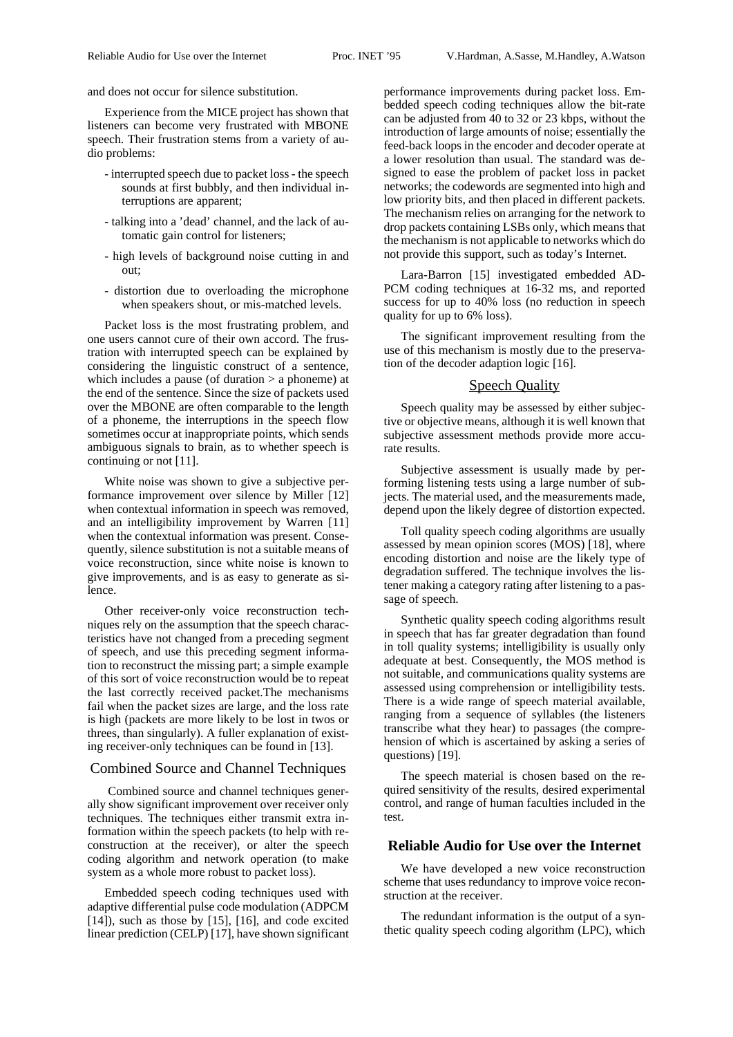and does not occur for silence substitution.

Experience from the MICE project has shown that listeners can become very frustrated with MBONE speech. Their frustration stems from a variety of audio problems:

- interrupted speech due to packet loss - the speech sounds at first bubbly, and then individual interruptions are apparent;
- talking into a 'dead' channel, and the lack of automatic gain control for listeners;
- high levels of background noise cutting in and out;
- distortion due to overloading the microphone when speakers shout, or mis-matched levels.

Packet loss is the most frustrating problem, and one users cannot cure of their own accord. The frustration with interrupted speech can be explained by considering the linguistic construct of a sentence, which includes a pause (of duration > a phoneme) at the end of the sentence. Since the size of packets used over the MBONE are often comparable to the length of a phoneme, the interruptions in the speech flow sometimes occur at inappropriate points, which sends ambiguous signals to brain, as to whether speech is continuing or not [11].

White noise was shown to give a subjective performance improvement over silence by Miller [12] when contextual information in speech was removed, and an intelligibility improvement by Warren [11] when the contextual information was present. Consequently, silence substitution is not a suitable means of voice reconstruction, since white noise is known to give improvements, and is as easy to generate as silence.

Other receiver-only voice reconstruction techniques rely on the assumption that the speech characteristics have not changed from a preceding segment of speech, and use this preceding segment information to reconstruct the missing part; a simple example of this sort of voice reconstruction would be to repeat the last correctly received packet.The mechanisms fail when the packet sizes are large, and the loss rate is high (packets are more likely to be lost in twos or threes, than singularly). A fuller explanation of existing receiver-only techniques can be found in [13].

## Combined Source and Channel Techniques

Combined source and channel techniques generally show significant improvement over receiver only techniques. The techniques either transmit extra information within the speech packets (to help with reconstruction at the receiver), or alter the speech coding algorithm and network operation (to make system as a whole more robust to packet loss).

Embedded speech coding techniques used with adaptive differential pulse code modulation (ADPCM [14]), such as those by [15], [16], and code excited linear prediction (CELP) [17], have shown significant performance improvements during packet loss. Embedded speech coding techniques allow the bit-rate can be adjusted from 40 to 32 or 23 kbps, without the introduction of large amounts of noise; essentially the feed-back loops in the encoder and decoder operate at a lower resolution than usual. The standard was designed to ease the problem of packet loss in packet networks; the codewords are segmented into high and low priority bits, and then placed in different packets. The mechanism relies on arranging for the network to drop packets containing LSBs only, which means that the mechanism is not applicable to networks which do not provide this support, such as today's Internet.

Lara-Barron [15] investigated embedded ADPCM coding techniques at 16-32 ms, and reported success for up to 40% loss (no reduction in speech quality for up to 6% loss).

The significant improvement resulting from the use of this mechanism is mostly due to the preservation of the decoder adaption logic [16].

### Speech Quality

Speech quality may be assessed by either subjective or objective means, although it is well known that subjective assessment methods provide more accurate results.

Subjective assessment is usually made by performing listening tests using a large number of subjects. The material used, and the measurements made, depend upon the likely degree of distortion expected.

Toll quality speech coding algorithms are usually assessed by mean opinion scores (MOS) [18], where encoding distortion and noise are the likely type of degradation suffered. The technique involves the listener making a category rating after listening to a passage of speech.

Synthetic quality speech coding algorithms result in speech that has far greater degradation than found in toll quality systems; intelligibility is usually only adequate at best. Consequently, the MOS method is not suitable, and communications quality systems are assessed using comprehension or intelligibility tests. There is a wide range of speech material available, ranging from a sequence of syllables (the listeners transcribe what they hear) to passages (the comprehension of which is ascertained by asking a series of questions) [19].

The speech material is chosen based on the required sensitivity of the results, desired experimental control, and range of human faculties included in the test.

## Reliable Audio for Use over the Internet

We have developed a new voice reconstruction scheme that uses redundancy to improve voice reconstruction at the receiver.

The redundant information is the output of a synthetic quality speech coding algorithm (LPC), which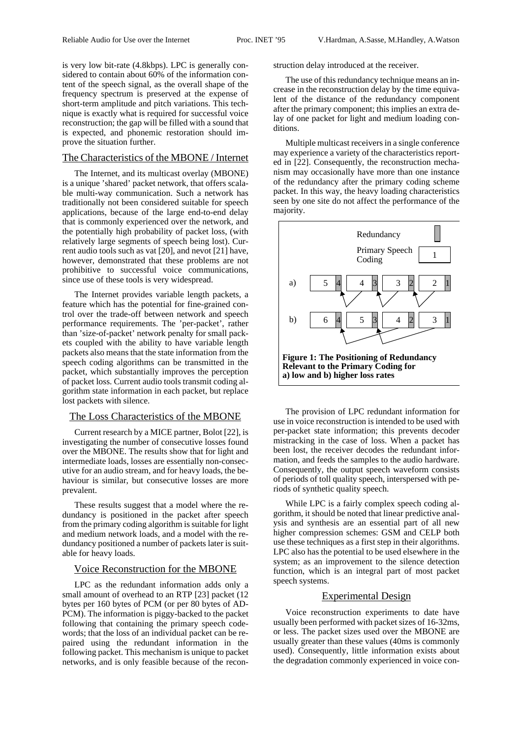is very low bit-rate (4.8kbps). LPC is generally considered to contain about 60% of the information content of the speech signal, as the overall shape of the frequency spectrum is preserved at the expense of short-term amplitude and pitch variations. This technique is exactly what is required for successful voice reconstruction; the gap will be filled with a sound that is expected, and phonemic restoration should improve the situation further.

## The Characteristics of the MBONE / Internet

The Internet, and its multicast overlay (MBONE) is a unique 'shared' packet network, that offers scalable multi-way communication. Such a network has traditionally not been considered suitable for speech applications, because of the large end-to-end delay that is commonly experienced over the network, and the potentially high probability of packet loss, (with relatively large segments of speech being lost). Current audio tools such as vat [20], and nevot [21] have, however, demonstrated that these problems are not prohibitive to successful voice communications, since use of these tools is very widespread.

The Internet provides variable length packets, a feature which has the potential for fine-grained control over the trade-off between network and speech performance requirements. The 'per-packet', rather than 'size-of-packet' network penalty for small packets coupled with the ability to have variable length packets also means that the state information from the speech coding algorithms can be transmitted in the packet, which substantially improves the perception of packet loss. Current audio tools transmit coding algorithm state information in each packet, but replace lost packets with silence.

## The Loss Characteristics of the MBONE

Current research by a MICE partner, Bolot [22], is investigating the number of consecutive losses found over the MBONE. The results show that for light and intermediate loads, losses are essentially non-consecutive for an audio stream, and for heavy loads, the behaviour is similar, but consecutive losses are more prevalent.

These results suggest that a model where the redundancy is positioned in the packet after speech from the primary coding algorithm is suitable for light and medium network loads, and a model with the redundancy positioned a number of packets later is suitable for heavy loads.

## Voice Reconstruction for the MBONE

LPC as the redundant information adds only a small amount of overhead to an RTP [23] packet (12 bytes per 160 bytes of PCM (or per 80 bytes of ADPCM). The information is piggy-backed to the packet following that containing the primary speech codewords; that the loss of an individual packet can be repaired using the redundant information in the following packet. This mechanism is unique to packet networks, and is only feasible because of the reconstruction delay introduced at the receiver.

The use of this redundancy technique means an increase in the reconstruction delay by the time equivalent of the distance of the redundancy component after the primary component; this implies an extra delay of one packet for light and medium loading conditions.

Multiple multicast receivers in a single conference may experience a variety of the characteristics reported in [22]. Consequently, the reconstruction mechanism may occasionally have more than one instance of the redundancy after the primary coding scheme packet. In this way, the heavy loading characteristics seen by one site do not affect the performance of the majority.

**Figure 1: The Positioning of Redundancy Relevant to the Primary Coding for a) low and b) higher loss rates**

The provision of LPC redundant information for use in voice reconstruction is intended to be used with per-packet state information; this prevents decoder mistracking in the case of loss. When a packet has been lost, the receiver decodes the redundant information, and feeds the samples to the audio hardware. Consequently, the output speech waveform consists of periods of toll quality speech, interspersed with periods of synthetic quality speech.

While LPC is a fairly complex speech coding algorithm, it should be noted that linear predictive analysis and synthesis are an essential part of all new higher compression schemes: GSM and CELP both use these techniques as a first step in their algorithms. LPC also has the potential to be used elsewhere in the system; as an improvement to the silence detection function, which is an integral part of most packet speech systems.

## Experimental Design

Voice reconstruction experiments to date have usually been performed with packet sizes of 16-32ms, or less. The packet sizes used over the MBONE are usually greater than these values (40ms is commonly used). Consequently, little information exists about the degradation commonly experienced in voice con-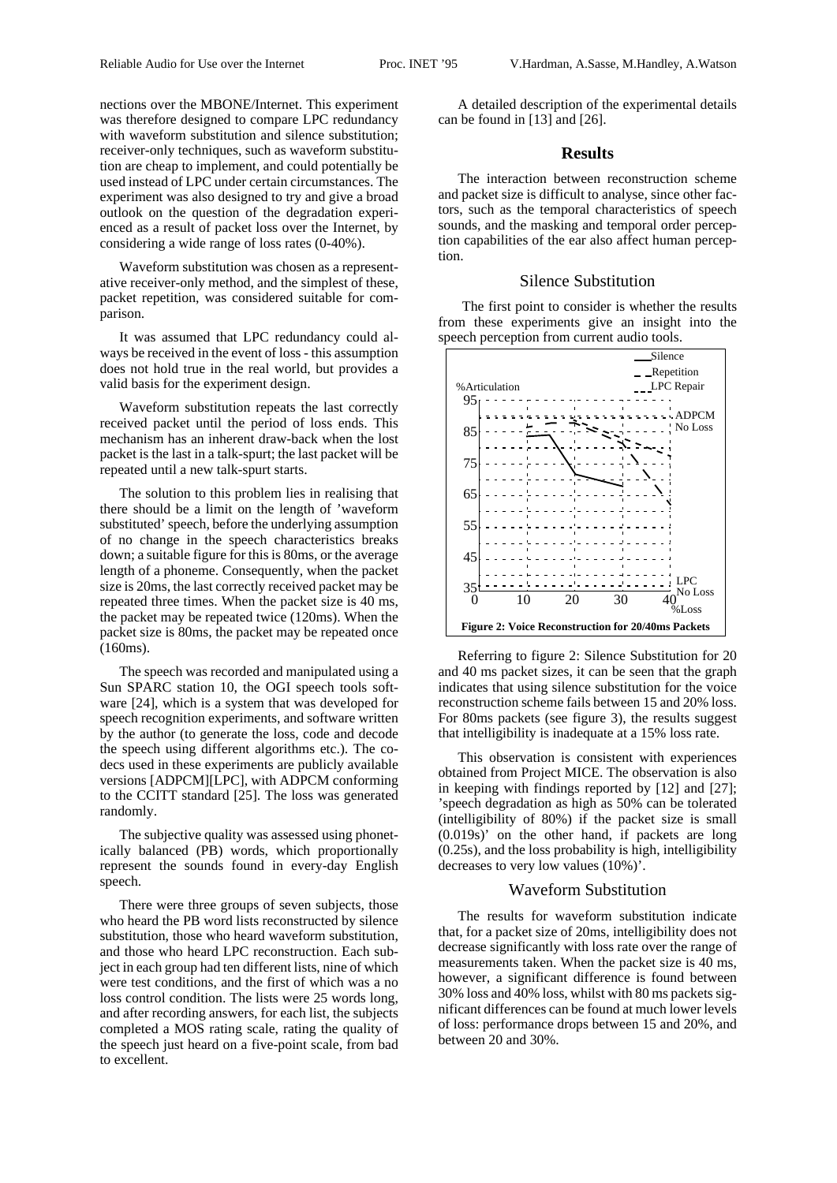nections over the MBONE/Internet. This experiment was therefore designed to compare LPC redundancy with waveform substitution and silence substitution; receiver-only techniques, such as waveform substitution are cheap to implement, and could potentially be used instead of LPC under certain circumstances. The experiment was also designed to try and give a broad outlook on the question of the degradation experienced as a result of packet loss over the Internet, by considering a wide range of loss rates (0-40%).

Waveform substitution was chosen as a representative receiver-only method, and the simplest of these, packet repetition, was considered suitable for comparison.

It was assumed that LPC redundancy could always be received in the event of loss - this assumption does not hold true in the real world, but provides a valid basis for the experiment design.

Waveform substitution repeats the last correctly received packet until the period of loss ends. This mechanism has an inherent draw-back when the lost packet is the last in a talk-spurt; the last packet will be repeated until a new talk-spurt starts.

The solution to this problem lies in realising that there should be a limit on the length of 'waveform substituted' speech, before the underlying assumption of no change in the speech characteristics breaks down; a suitable figure for this is 80ms, or the average length of a phoneme. Consequently, when the packet size is 20ms, the last correctly received packet may be repeated three times. When the packet size is 40 ms, the packet may be repeated twice (120ms). When the packet size is 80ms, the packet may be repeated once (160ms).

The speech was recorded and manipulated using a Sun SPARC station 10, the OGI speech tools software [24], which is a system that was developed for speech recognition experiments, and software written by the author (to generate the loss, code and decode the speech using different algorithms etc.). The codecs used in these experiments are publicly available versions [ADPCM][LPC], with ADPCM conforming to the CCITT standard [25]. The loss was generated randomly.

The subjective quality was assessed using phonetically balanced (PB) words, which proportionally represent the sounds found in every-day English speech.

There were three groups of seven subjects, those who heard the PB word lists reconstructed by silence substitution, those who heard waveform substitution, and those who heard LPC reconstruction. Each subject in each group had ten different lists, nine of which were test conditions, and the first of which was a no loss control condition. The lists were 25 words long, and after recording answers, for each list, the subjects completed a MOS rating scale, rating the quality of the speech just heard on a five-point scale, from bad to excellent.

A detailed description of the experimental details can be found in [13] and [26].

## Results

The interaction between reconstruction scheme and packet size is difficult to analyse, since other factors, such as the temporal characteristics of speech sounds, and the masking and temporal order perception capabilities of the ear also affect human perception.

### Silence Substitution

The first point to consider is whether the results from these experiments give an insight into the speech perception from current audio tools.

**Figure 2: Voice Reconstruction for 20/40ms Packets**

Referring to figure 2: Silence Substitution for 20 and 40 ms packet sizes, it can be seen that the graph indicates that using silence substitution for the voice reconstruction scheme fails between 15 and 20% loss. For 80ms packets (see figure 3), the results suggest that intelligibility is inadequate at a 15% loss rate.

This observation is consistent with experiences obtained from Project MICE. The observation is also in keeping with findings reported by [12] and [27]; 'speech degradation as high as 50% can be tolerated (intelligibility of 80%) if the packet size is small (0.019s)' on the other hand, if packets are long (0.25s), and the loss probability is high, intelligibility decreases to very low values (10%)'.

### Waveform Substitution

The results for waveform substitution indicate that, for a packet size of 20ms, intelligibility does not decrease significantly with loss rate over the range of measurements taken. When the packet size is 40 ms, however, a significant difference is found between 30% loss and 40% loss, whilst with 80 ms packets significant differences can be found at much lower levels of loss: performance drops between 15 and 20%, and between 20 and 30%.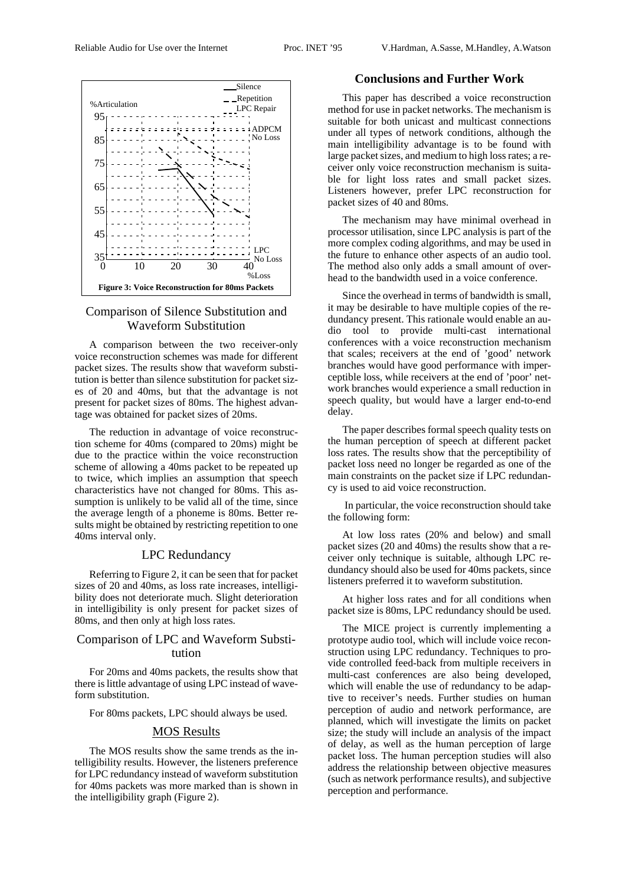Figure 3: Voice Reconstruction for 80ms Packets

## Comparison of Silence Substitution and Waveform Substitution

A comparison between the two receiver-only voice reconstruction schemes was made for different packet sizes. The results show that waveform substitution is better than silence substitution for packet sizes of 20 and 40ms, but that the advantage is not present for packet sizes of 80ms. The highest advantage was obtained for packet sizes of 20ms.

The reduction in advantage of voice reconstruction scheme for 40ms (compared to 20ms) might be due to the practice within the voice reconstruction scheme of allowing a 40ms packet to be repeated up to twice, which implies an assumption that speech characteristics have not changed for 80ms. This assumption is unlikely to be valid all of the time, since the average length of a phoneme is 80ms. Better results might be obtained by restricting repetition to one 40ms interval only.

## LPC Redundancy

Referring to Figure 2, it can be seen that for packet sizes of 20 and 40ms, as loss rate increases, intelligibility does not deteriorate much. Slight deterioration in intelligibility is only present for packet sizes of 80ms, and then only at high loss rates.

## Comparison of LPC and Waveform Substitution

For 20ms and 40ms packets, the results show that there is little advantage of using LPC instead of waveform substitution.

For 80ms packets, LPC should always be used.

## MOS Results

The MOS results show the same trends as the intelligibility results. However, the listeners preference for LPC redundancy instead of waveform substitution for 40ms packets was more marked than is shown in the intelligibility graph (Figure 2).

# Conclusions and Further Work

This paper has described a voice reconstruction method for use in packet networks. The mechanism is suitable for both unicast and multicast connections under all types of network conditions, although the main intelligibility advantage is to be found with large packet sizes, and medium to high loss rates; a receiver only voice reconstruction mechanism is suitable for light loss rates and small packet sizes. Listeners however, prefer LPC reconstruction for packet sizes of 40 and 80ms.

The mechanism may have minimal overhead in processor utilisation, since LPC analysis is part of the more complex coding algorithms, and may be used in the future to enhance other aspects of an audio tool. The method also only adds a small amount of overhead to the bandwidth used in a voice conference.

Since the overhead in terms of bandwidth is small, it may be desirable to have multiple copies of the redundancy present. This rationale would enable an audio tool to provide multi-cast international conferences with a voice reconstruction mechanism that scales; receivers at the end of 'good' network branches would have good performance with imperceptible loss, while receivers at the end of 'poor' network branches would experience a small reduction in speech quality, but would have a larger end-to-end delay.

The paper describes formal speech quality tests on the human perception of speech at different packet loss rates. The results show that the perceptibility of packet loss need no longer be regarded as one of the main constraints on the packet size if LPC redundancy is used to aid voice reconstruction.

In particular, the voice reconstruction should take the following form:

At low loss rates (20% and below) and small packet sizes (20 and 40ms) the results show that a receiver only technique is suitable, although LPC redundancy should also be used for 40ms packets, since listeners preferred it to waveform substitution.

At higher loss rates and for all conditions when packet size is 80ms, LPC redundancy should be used.

The MICE project is currently implementing a prototype audio tool, which will include voice reconstruction using LPC redundancy. Techniques to provide controlled feed-back from multiple receivers in multi-cast conferences are also being developed, which will enable the use of redundancy to be adaptive to receiver's needs. Further studies on human perception of audio and network performance, are planned, which will investigate the limits on packet size; the study will include an analysis of the impact of delay, as well as the human perception of large packet loss. The human perception studies will also address the relationship between objective measures (such as network performance results), and subjective perception and performance.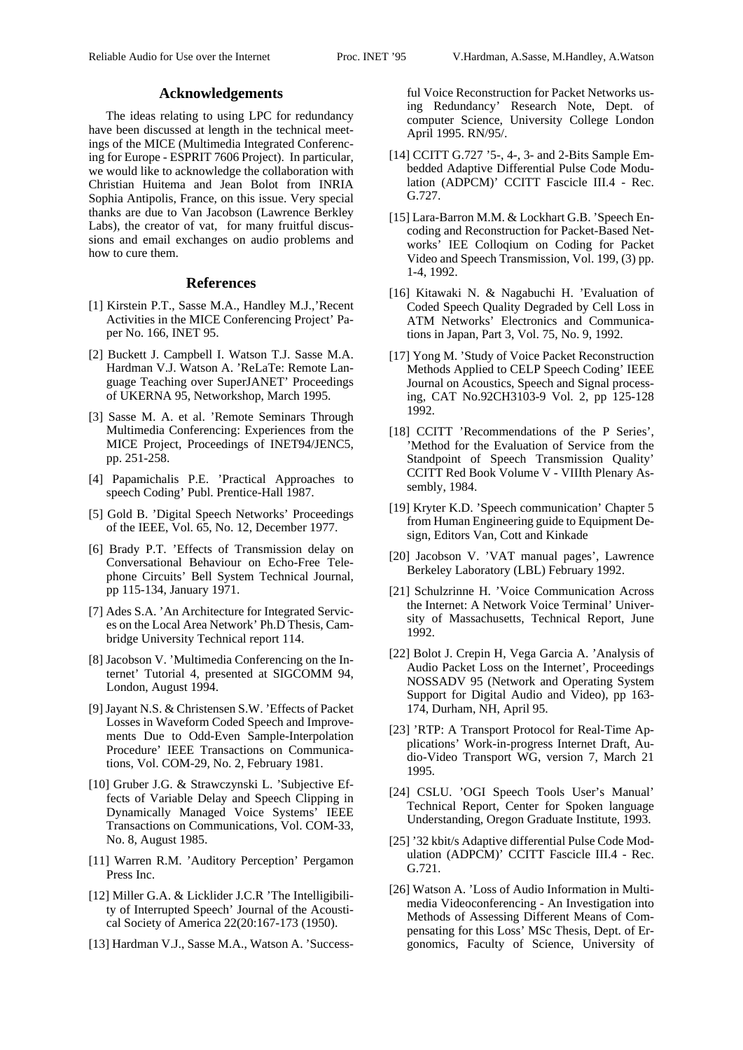## Acknowledgements

The ideas relating to using LPC for redundancy have been discussed at length in the technical meetings of the MICE (Multimedia Integrated Conferencing for Europe - ESPRIT 7606 Project). In particular, we would like to acknowledge the collaboration with Christian Huitema and Jean Bolot from INRIA Sophia Antipolis, France, on this issue. Very special thanks are due to Van Jacobson (Lawrence Berkley Labs), the creator of vat, for many fruitful discussions and email exchanges on audio problems and how to cure them.

## References

[1] Kirstein P.T., Sasse M.A., Handley M.J.,'Recent Activities in the MICE Conferencing Project' Paper No. 166, INET 95.

[2] Buckett J. Campbell I. Watson T.J. Sasse M.A. Hardman V.J. Watson A. 'ReLaTe: Remote Language Teaching over SuperJANET' Proceedings of UKERNA 95, Networkshop, March 1995.

[3] Sasse M. A. et al. 'Remote Seminars Through Multimedia Conferencing: Experiences from the MICE Project, Proceedings of INET94/JENC5, pp. 251-258.

[4] Papamichalis P.E. 'Practical Approaches to speech Coding' Publ. Prentice-Hall 1987.

[5] Gold B. 'Digital Speech Networks' Proceedings of the IEEE, Vol. 65, No. 12, December 1977.

[6] Brady P.T. 'Effects of Transmission delay on Conversational Behaviour on Echo-Free Telephone Circuits' Bell System Technical Journal, pp 115-134, January 1971.

[7] Ades S.A. 'An Architecture for Integrated Services on the Local Area Network' Ph.D Thesis, Cambridge University Technical report 114.

[8] Jacobson V. 'Multimedia Conferencing on the Internet' Tutorial 4, presented at SIGCOMM 94, London, August 1994.

[9] Jayant N.S. & Christensen S.W. 'Effects of Packet Losses in Waveform Coded Speech and Improvements Due to Odd-Even Sample-Interpolation Procedure' IEEE Transactions on Communications, Vol. COM-29, No. 2, February 1981.

[10] Gruber J.G. & Strawczynski L. 'Subjective Effects of Variable Delay and Speech Clipping in Dynamically Managed Voice Systems' IEEE Transactions on Communications, Vol. COM-33, No. 8, August 1985.

[11] Warren R.M. 'Auditory Perception' Pergamon Press Inc.

[12] Miller G.A. & Licklider J.C.R 'The Intelligibility of Interrupted Speech' Journal of the Acoustical Society of America 22(20:167-173 (1950).

[13] Hardman V.J., Sasse M.A., Watson A. 'Successful Voice Reconstruction for Packet Networks using Redundancy' Research Note, Dept. of computer Science, University College London April 1995. RN/95/.

[14] CCITT G.727 '5-, 4-, 3- and 2-Bits Sample Embedded Adaptive Differential Pulse Code Modulation (ADPCM)' CCITT Fascicle III.4 - Rec. G.727.

[15] Lara-Barron M.M. & Lockhart G.B. 'Speech Encoding and Reconstruction for Packet-Based Networks' IEE Colloqium on Coding for Packet Video and Speech Transmission, Vol. 199, (3) pp. 1-4, 1992.

[16] Kitawaki N. & Nagabuchi H. 'Evaluation of Coded Speech Quality Degraded by Cell Loss in ATM Networks' Electronics and Communications in Japan, Part 3, Vol. 75, No. 9, 1992.

[17] Yong M. 'Study of Voice Packet Reconstruction Methods Applied to CELP Speech Coding' IEEE Journal on Acoustics, Speech and Signal processing, CAT No.92CH3103-9 Vol. 2, pp 125-128 1992.

[18] CCITT 'Recommendations of the P Series', 'Method for the Evaluation of Service from the Standpoint of Speech Transmission Quality' CCITT Red Book Volume V - VIIIth Plenary Assembly, 1984.

[19] Kryter K.D. 'Speech communication' Chapter 5 from Human Engineering guide to Equipment Design, Editors Van, Cott and Kinkade

[20] Jacobson V. 'VAT manual pages', Lawrence Berkeley Laboratory (LBL) February 1992.

[21] Schulzrinne H. 'Voice Communication Across the Internet: A Network Voice Terminal' University of Massachusetts, Technical Report, June 1992.

[22] Bolot J. Crepin H, Vega Garcia A. 'Analysis of Audio Packet Loss on the Internet', Proceedings NOSSADV 95 (Network and Operating System Support for Digital Audio and Video), pp 163-174, Durham, NH, April 95.

[23] 'RTP: A Transport Protocol for Real-Time Applications' Work-in-progress Internet Draft, Audio-Video Transport WG, version 7, March 21 1995.

[24] CSLU. 'OGI Speech Tools User's Manual' Technical Report, Center for Spoken language Understanding, Oregon Graduate Institute, 1993.

[25] '32 kbit/s Adaptive differential Pulse Code Modulation (ADPCM)' CCITT Fascicle III.4 - Rec. G.721.

[26] Watson A. 'Loss of Audio Information in Multimedia Videoconferencing - An Investigation into Methods of Assessing Different Means of Compensating for this Loss' MSc Thesis, Dept. of Ergonomics, Faculty of Science, University of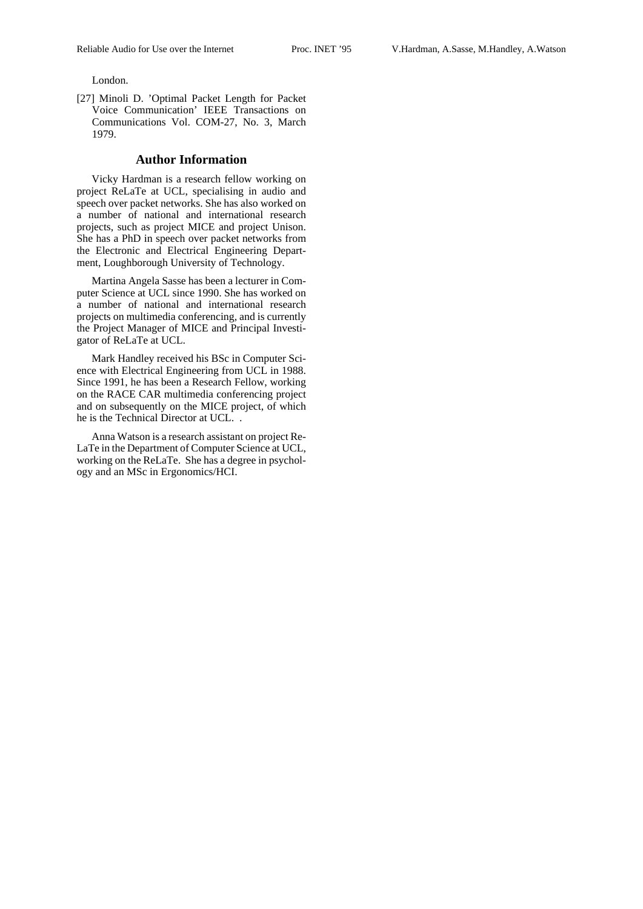London.

[27] Minoli D. 'Optimal Packet Length for Packet Voice Communication' IEEE Transactions on Communications Vol. COM-27, No. 3, March 1979.

## Author Information

Vicky Hardman is a research fellow working on project ReLaTe at UCL, specialising in audio and speech over packet networks. She has also worked on a number of national and international research projects, such as project MICE and project Unison. She has a PhD in speech over packet networks from the Electronic and Electrical Engineering Department, Loughborough University of Technology.

Martina Angela Sasse has been a lecturer in Computer Science at UCL since 1990. She has worked on a number of national and international research projects on multimedia conferencing, and is currently the Project Manager of MICE and Principal Investigator of ReLaTe at UCL.

Mark Handley received his BSc in Computer Science with Electrical Engineering from UCL in 1988. Since 1991, he has been a Research Fellow, working on the RACE CAR multimedia conferencing project and on subsequently on the MICE project, of which he is the Technical Director at UCL. .

Anna Watson is a research assistant on project ReLaTe in the Department of Computer Science at UCL, working on the ReLaTe. She has a degree in psychology and an MSc in Ergonomics/HCI.